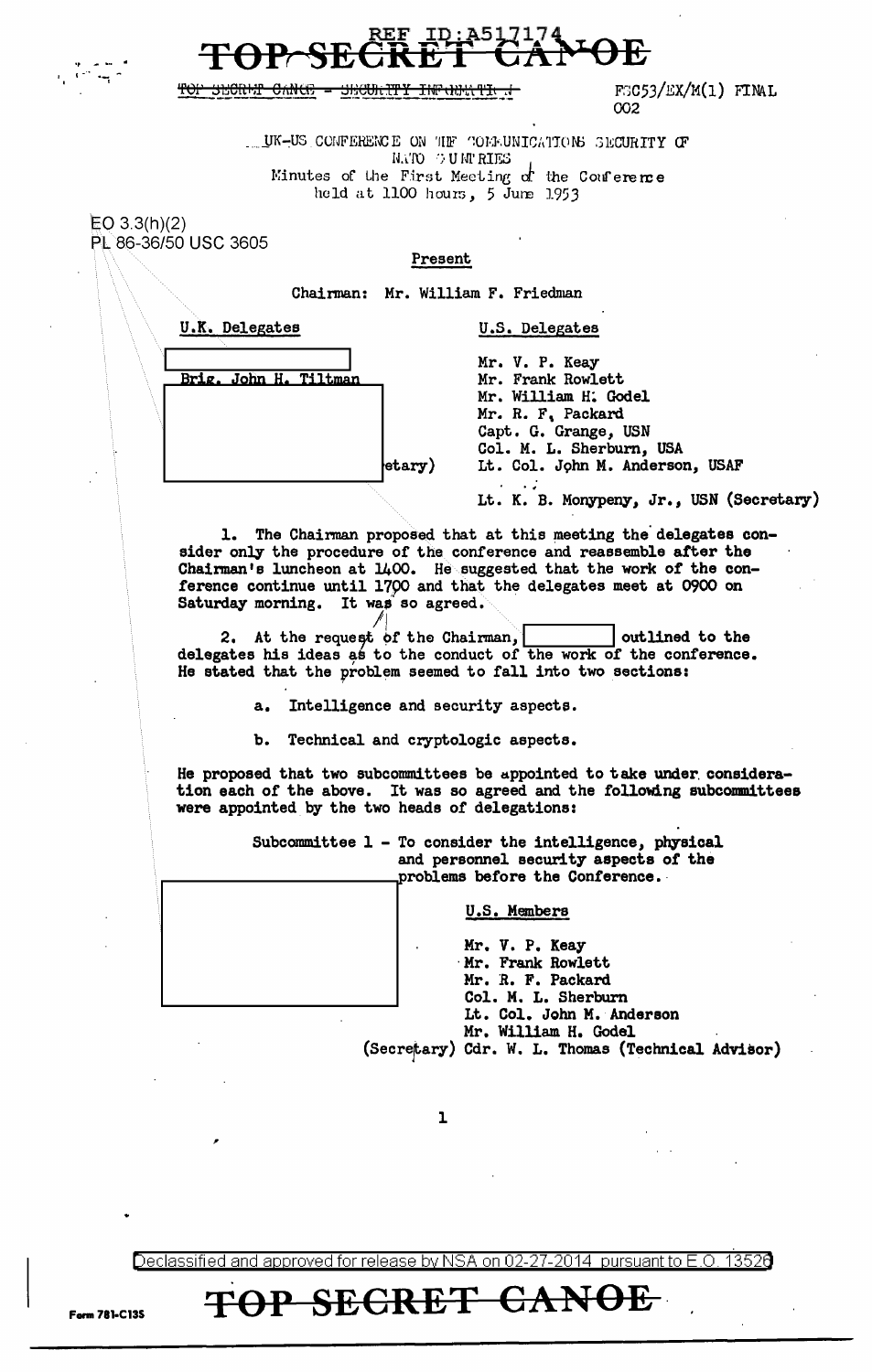REF ID:A517174

TOP SECRET CANOE

~~TOP SECRET CANOE - SECURITY INFORMATION~~

FSC53/EX/M(1) FINAL
002

UK-US CONFERENCE ON THE COMMUNICATIONS SECURITY OF NATO COUNTRIES
Minutes of the First Meeting of the Conference held at 1100 hours, 5 June 1953

EO 3.3(h)(2)
PL 86-36/50 USC 3605

Present

Chairman: Mr. William F. Friedman

| U.K. Delegates | U.S. Delegates |
|---|---|
| [redacted] | Mr. V. P. Keay |
| Brig. John H. Tiltman | Mr. Frank Rowlett |
| [redacted] | Mr. William H. Godel |
| | Mr. R. F. Packard |
| | Capt. G. Grange, USN |
| | Col. M. L. Sherburn, USA |
| [redacted] (Secretary) | Lt. Col. John M. Anderson, USAF |
| | Lt. K. B. Monypeny, Jr., USN (Secretary) |

1. The Chairman proposed that at this meeting the delegates consider only the procedure of the conference and reassemble after the Chairman's luncheon at 1400. He suggested that the work of the conference continue until 1700 and that the delegates meet at 0900 on Saturday morning. It was so agreed.

2. At the request of the Chairman, [redacted] outlined to the delegates his ideas as to the conduct of the work of the conference. He stated that the problem seemed to fall into two sections:

   a. Intelligence and security aspects.

   b. Technical and cryptologic aspects.

He proposed that two subcommittees be appointed to take under consideration each of the above. It was so agreed and the following subcommittees were appointed by the two heads of delegations:

Subcommittee 1 - To consider the intelligence, physical and personnel security aspects of the problems before the Conference.

| [redacted] | U.S. Members |
|---|---|
| | Mr. V. P. Keay |
| | Mr. Frank Rowlett |
| | Mr. R. F. Packard |
| | Col. M. L. Sherburn |
| | Lt. Col. John M. Anderson |
| | Mr. William H. Godel |
| (Secretary) | Cdr. W. L. Thomas (Technical Advisor) |

Declassified and approved for release by NSA on 02-27-2014 pursuant to E.O. 13526

Form 781-C13S

TOP SECRET CANOE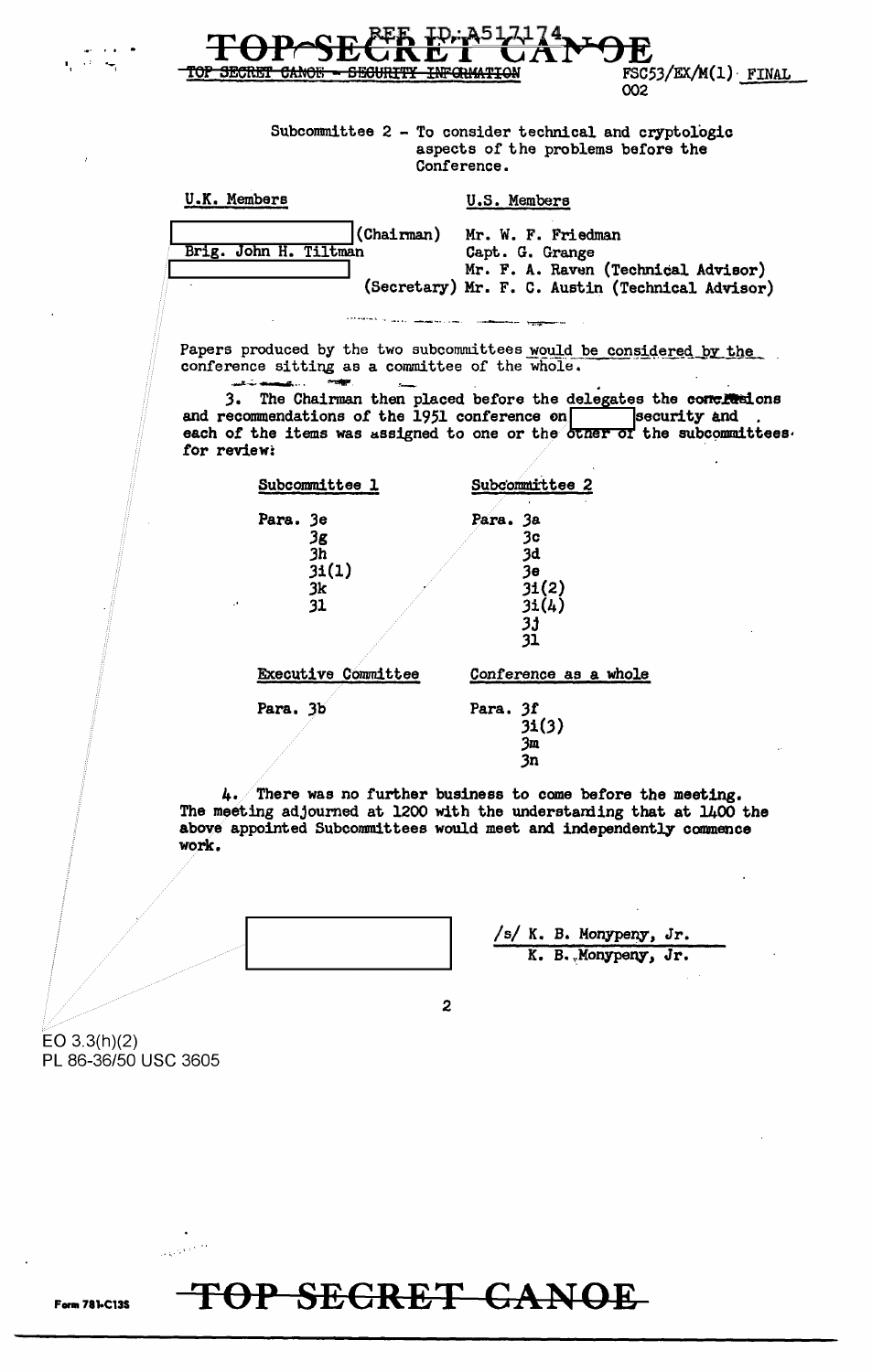TOP SECRET CANOE - SECURITY INFORMATION

FSC53/EX/M(1) FINAL
002

Subcommittee 2 - To consider technical and cryptologic aspects of the problems before the Conference.

| U.K. Members | U.S. Members |
|---|---|
| [redacted] (Chairman) | Mr. W. F. Friedman |
| Brig. John H. Tiltman | Capt. G. Grange |
| [redacted] | Mr. F. A. Raven (Technical Advisor) |
| (Secretary) | Mr. F. C. Austin (Technical Advisor) |

Papers produced by the two subcommittees would be considered by the conference sitting as a committee of the whole.

3. The Chairman then placed before the delegates the conclusions and recommendations of the 1951 conference on [redacted] security and each of the items was assigned to one or the other of the subcommittees for review:

| Subcommittee 1 | Subcommittee 2 |
|---|---|
| Para. 3e | Para. 3a |
| 3g | 3c |
| 3h | 3d |
| 3i(1) | 3e |
| 3k | 3i(2) |
| 3l | 3i(4) |
| | 3j |
| | 3l |

| Executive Committee | Conference as a whole |
|---|---|
| Para. 3b | Para. 3f |
| | 3i(3) |
| | 3m |
| | 3n |

4. There was no further business to come before the meeting. The meeting adjourned at 1200 with the understanding that at 1400 the above appointed Subcommittees would meet and independently commence work.

/s/ K. B. Monypeny, Jr.
K. B. Monypeny, Jr.

EO 3.3(h)(2)
PL 86-36/50 USC 3605

Form 781-C13S

TOP SECRET CANOE